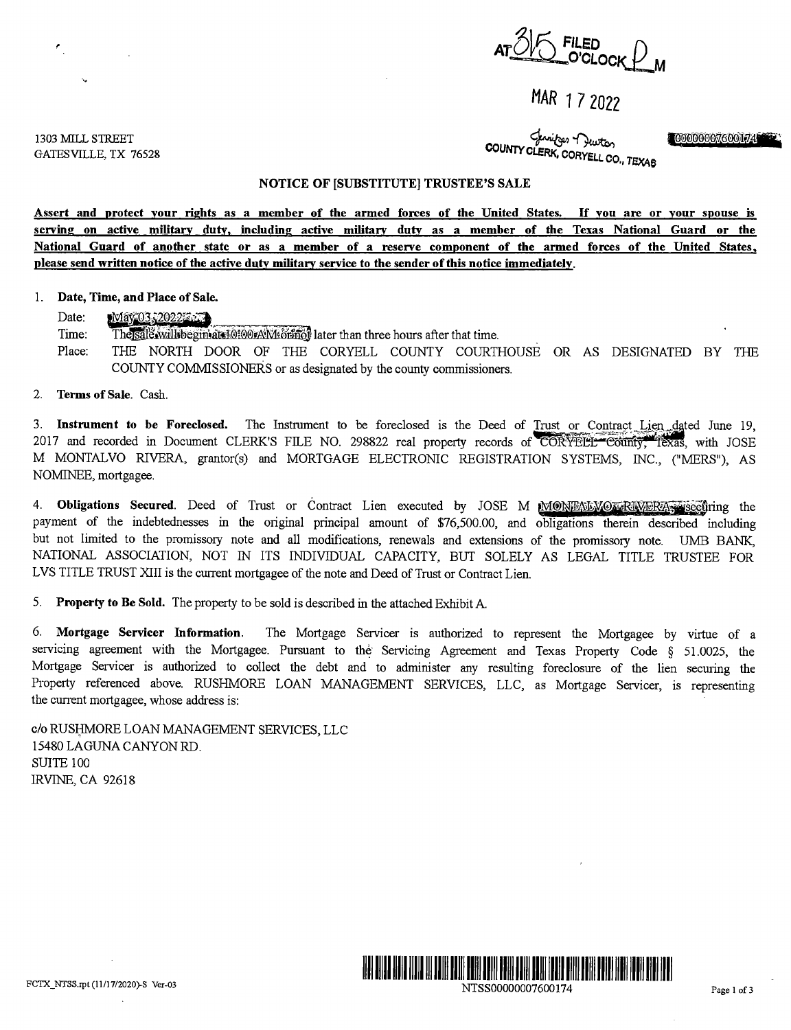AT 3:15 FILED O'CLOCK P M

MAR 17 2022

Jennifer Newton
COUNTY CLERK, CORYELL CO., TEXAS

00000007600174

1303 MILL STREET
GATESVILLE, TX 76528

## NOTICE OF [SUBSTITUTE] TRUSTEE'S SALE

**Assert and protect your rights as a member of the armed forces of the United States. If you are or your spouse is serving on active military duty, including active military duty as a member of the Texas National Guard or the National Guard of another state or as a member of a reserve component of the armed forces of the United States, please send written notice of the active duty military service to the sender of this notice immediately.**

1. **Date, Time, and Place of Sale.**

   Date: May 03, 2022

   Time: The sale will begin at 10:00 AM or not later than three hours after that time.

   Place: THE NORTH DOOR OF THE CORYELL COUNTY COURTHOUSE OR AS DESIGNATED BY THE COUNTY COMMISSIONERS or as designated by the county commissioners.

2. **Terms of Sale.** Cash.

3. **Instrument to be Foreclosed.** The Instrument to be foreclosed is the Deed of Trust or Contract Lien dated June 19, 2017 and recorded in Document CLERK'S FILE NO. 298822 real property records of CORYELL County, Texas, with JOSE M MONTALVO RIVERA, grantor(s) and MORTGAGE ELECTRONIC REGISTRATION SYSTEMS, INC., ("MERS"), AS NOMINEE, mortgagee.

4. **Obligations Secured.** Deed of Trust or Contract Lien executed by JOSE M MONTALVO RIVERA, securing the payment of the indebtednesses in the original principal amount of $76,500.00, and obligations therein described including but not limited to the promissory note and all modifications, renewals and extensions of the promissory note. UMB BANK, NATIONAL ASSOCIATION, NOT IN ITS INDIVIDUAL CAPACITY, BUT SOLELY AS LEGAL TITLE TRUSTEE FOR LVS TITLE TRUST XIII is the current mortgagee of the note and Deed of Trust or Contract Lien.

5. **Property to Be Sold.** The property to be sold is described in the attached Exhibit A.

6. **Mortgage Servicer Information.** The Mortgage Servicer is authorized to represent the Mortgagee by virtue of a servicing agreement with the Mortgagee. Pursuant to the Servicing Agreement and Texas Property Code § 51.0025, the Mortgage Servicer is authorized to collect the debt and to administer any resulting foreclosure of the lien securing the Property referenced above. RUSHMORE LOAN MANAGEMENT SERVICES, LLC, as Mortgage Servicer, is representing the current mortgagee, whose address is:

c/o RUSHMORE LOAN MANAGEMENT SERVICES, LLC
15480 LAGUNA CANYON RD.
SUITE 100
IRVINE, CA 92618

FCTX_NTSS.rpt (11/17/2020)-S Ver-03

NTSS00000007600174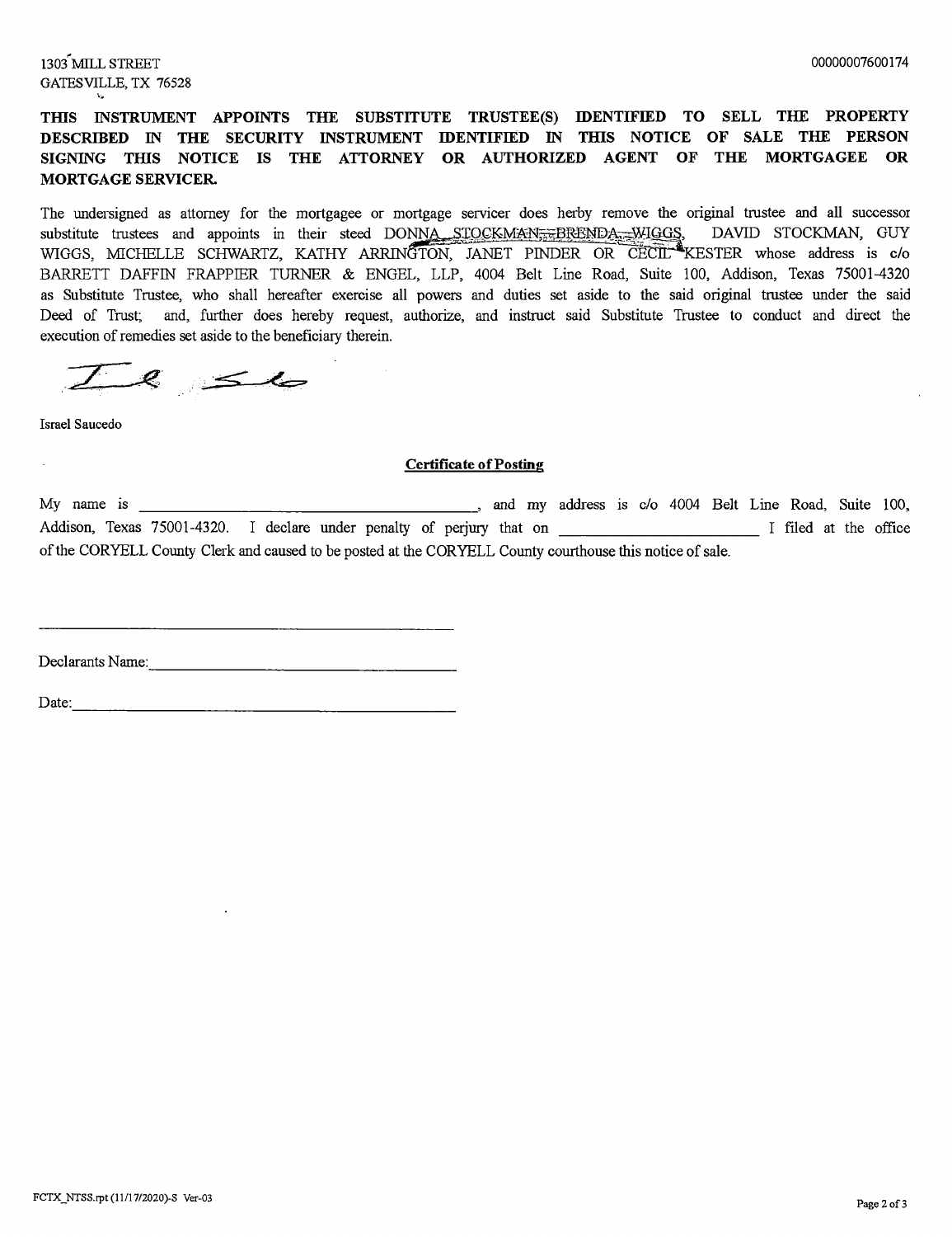1303 MILL STREET
GATESVILLE, TX 76528

00000007600174

**THIS INSTRUMENT APPOINTS THE SUBSTITUTE TRUSTEE(S) IDENTIFIED TO SELL THE PROPERTY DESCRIBED IN THE SECURITY INSTRUMENT IDENTIFIED IN THIS NOTICE OF SALE THE PERSON SIGNING THIS NOTICE IS THE ATTORNEY OR AUTHORIZED AGENT OF THE MORTGAGEE OR MORTGAGE SERVICER.**

The undersigned as attorney for the mortgagee or mortgage servicer does herby remove the original trustee and all successor substitute trustees and appoints in their steed DONNA STOCKMAN, BRENDA WIGGS, DAVID STOCKMAN, GUY WIGGS, MICHELLE SCHWARTZ, KATHY ARRINGTON, JANET PINDER OR CECIL KESTER whose address is c/o BARRETT DAFFIN FRAPPIER TURNER & ENGEL, LLP, 4004 Belt Line Road, Suite 100, Addison, Texas 75001-4320 as Substitute Trustee, who shall hereafter exercise all powers and duties set aside to the said original trustee under the said Deed of Trust; and, further does hereby request, authorize, and instruct said Substitute Trustee to conduct and direct the execution of remedies set aside to the beneficiary therein.

Israel Saucedo

**Certificate of Posting**

My name is ______________________________, and my address is c/o 4004 Belt Line Road, Suite 100, Addison, Texas 75001-4320. I declare under penalty of perjury that on ____________________ I filed at the office of the CORYELL County Clerk and caused to be posted at the CORYELL County courthouse this notice of sale.

______________________________

Declarants Name: ______________________________

Date: ______________________________

FCTX_NTSS.rpt (11/17/2020)-S Ver-03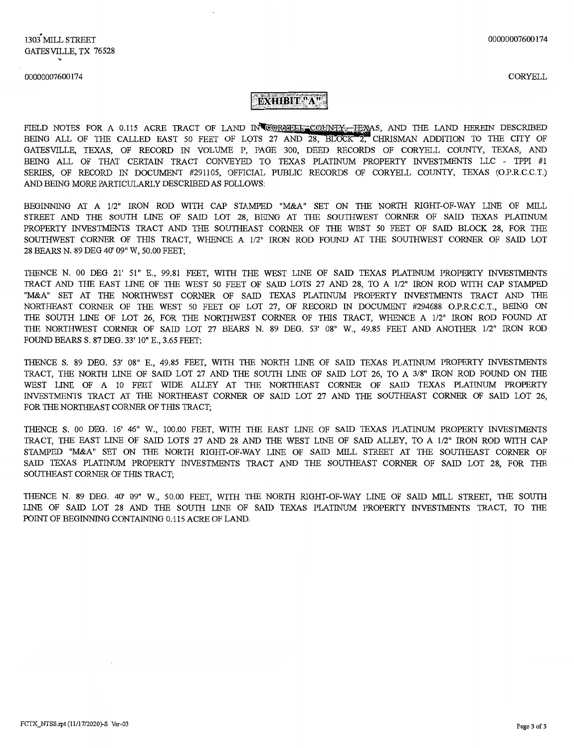1303 MILL STREET
GATESVILLE, TX 76528

00000007600174

00000007600174

CORYELL

# EXHIBIT "A"

FIELD NOTES FOR A 0.115 ACRE TRACT OF LAND IN CORYELL COUNTY, TEXAS, AND THE LAND HEREIN DESCRIBED BEING ALL OF THE CALLED EAST 50 FEET OF LOTS 27 AND 28, BLOCK 2, CHRISMAN ADDITION TO THE CITY OF GATESVILLE, TEXAS, OF RECORD IN VOLUME P, PAGE 300, DEED RECORDS OF CORYELL COUNTY, TEXAS, AND BEING ALL OF THAT CERTAIN TRACT CONVEYED TO TEXAS PLATINUM PROPERTY INVESTMENTS LLC - TPPI #1 SERIES, OF RECORD IN DOCUMENT #291105, OFFICIAL PUBLIC RECORDS OF CORYELL COUNTY, TEXAS (O.P.R.C.C.T.) AND BEING MORE PARTICULARLY DESCRIBED AS FOLLOWS:

BEGINNING AT A 1/2" IRON ROD WITH CAP STAMPED "M&A" SET ON THE NORTH RIGHT-OF-WAY LINE OF MILL STREET AND THE SOUTH LINE OF SAID LOT 28, BEING AT THE SOUTHWEST CORNER OF SAID TEXAS PLATINUM PROPERTY INVESTMENTS TRACT AND THE SOUTHEAST CORNER OF THE WEST 50 FEET OF SAID BLOCK 28, FOR THE SOUTHWEST CORNER OF THIS TRACT, WHENCE A 1/2" IRON ROD FOUND AT THE SOUTHWEST CORNER OF SAID LOT 28 BEARS N. 89 DEG 40' 09" W, 50.00 FEET;

THENCE N. 00 DEG 21' 51" E., 99.81 FEET, WITH THE WEST LINE OF SAID TEXAS PLATINUM PROPERTY INVESTMENTS TRACT AND THE EAST LINE OF THE WEST 50 FEET OF SAID LOTS 27 AND 28, TO A 1/2" IRON ROD WITH CAP STAMPED "M&A" SET AT THE NORTHWEST CORNER OF SAID TEXAS PLATINUM PROPERTY INVESTMENTS TRACT AND THE NORTHEAST CORNER OF THE WEST 50 FEET OF LOT 27, OF RECORD IN DOCUMENT #294688 O.P.R.C.C.T., BEING ON THE SOUTH LINE OF LOT 26, FOR THE NORTHWEST CORNER OF THIS TRACT, WHENCE A 1/2" IRON ROD FOUND AT THE NORTHWEST CORNER OF SAID LOT 27 BEARS N. 89 DEG. 53' 08" W., 49.85 FEET AND ANOTHER 1/2" IRON ROD FOUND BEARS S. 87 DEG. 33' 10" E., 3.65 FEET;

THENCE S. 89 DEG. 53' 08" E., 49.85 FEET, WITH THE NORTH LINE OF SAID TEXAS PLATINUM PROPERTY INVESTMENTS TRACT, THE NORTH LINE OF SAID LOT 27 AND THE SOUTH LINE OF SAID LOT 26, TO A 3/8" IRON ROD FOUND ON THE WEST LINE OF A 10 FEET WIDE ALLEY AT THE NORTHEAST CORNER OF SAID TEXAS PLATINUM PROPERTY INVESTMENTS TRACT AT THE NORTHEAST CORNER OF SAID LOT 27 AND THE SOUTHEAST CORNER OF SAID LOT 26, FOR THE NORTHEAST CORNER OF THIS TRACT;

THENCE S. 00 DEG. 16' 46" W., 100.00 FEET, WITH THE EAST LINE OF SAID TEXAS PLATINUM PROPERTY INVESTMENTS TRACT, THE EAST LINE OF SAID LOTS 27 AND 28 AND THE WEST LINE OF SAID ALLEY, TO A 1/2" IRON ROD WITH CAP STAMPED "M&A" SET ON THE NORTH RIGHT-OF-WAY LINE OF SAID MILL STREET AT THE SOUTHEAST CORNER OF SAID TEXAS PLATINUM PROPERTY INVESTMENTS TRACT AND THE SOUTHEAST CORNER OF SAID LOT 28, FOR THE SOUTHEAST CORNER OF THIS TRACT;

THENCE N. 89 DEG. 40' 09" W., 50.00 FEET, WITH THE NORTH RIGHT-OF-WAY LINE OF SAID MILL STREET, THE SOUTH LINE OF SAID LOT 28 AND THE SOUTH LINE OF SAID TEXAS PLATINUM PROPERTY INVESTMENTS TRACT, TO THE POINT OF BEGINNING CONTAINING 0.115 ACRE OF LAND.

FCTX_NTSS.rpt (11/17/2020)-S Ver-03